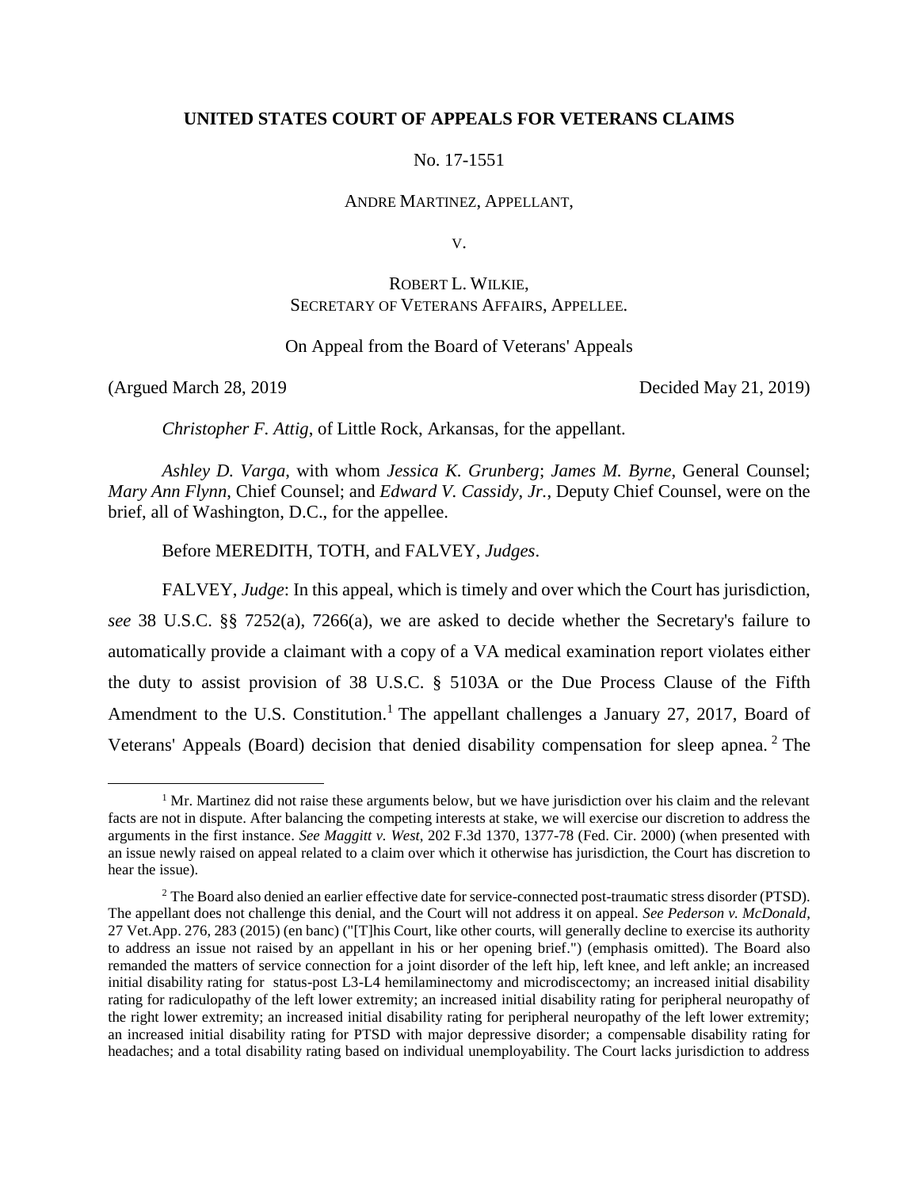**UNITED STATES COURT OF APPEALS FOR VETERANS CLAIMS**

No. 17-1551

ANDRE MARTINEZ, APPELLANT,

V.

ROBERT L. WILKIE,
SECRETARY OF VETERANS AFFAIRS, APPELLEE.

On Appeal from the Board of Veterans' Appeals

(Argued March 28, 2019 Decided May 21, 2019)

*Christopher F. Attig*, of Little Rock, Arkansas, for the appellant.

*Ashley D. Varga*, with whom *Jessica K. Grunberg*; *James M. Byrne*, General Counsel; *Mary Ann Flynn*, Chief Counsel; and *Edward V. Cassidy, Jr.*, Deputy Chief Counsel, were on the brief, all of Washington, D.C., for the appellee.

Before MEREDITH, TOTH, and FALVEY, *Judges*.

FALVEY, *Judge*: In this appeal, which is timely and over which the Court has jurisdiction, *see* 38 U.S.C. §§ 7252(a), 7266(a), we are asked to decide whether the Secretary's failure to automatically provide a claimant with a copy of a VA medical examination report violates either the duty to assist provision of 38 U.S.C. § 5103A or the Due Process Clause of the Fifth Amendment to the U.S. Constitution.[1] The appellant challenges a January 27, 2017, Board of Veterans' Appeals (Board) decision that denied disability compensation for sleep apnea.[2] The

[1] Mr. Martinez did not raise these arguments below, but we have jurisdiction over his claim and the relevant facts are not in dispute. After balancing the competing interests at stake, we will exercise our discretion to address the arguments in the first instance. *See Maggitt v. West*, 202 F.3d 1370, 1377-78 (Fed. Cir. 2000) (when presented with an issue newly raised on appeal related to a claim over which it otherwise has jurisdiction, the Court has discretion to hear the issue).

[2] The Board also denied an earlier effective date for service-connected post-traumatic stress disorder (PTSD). The appellant does not challenge this denial, and the Court will not address it on appeal. *See Pederson v. McDonald*, 27 Vet.App. 276, 283 (2015) (en banc) ("[T]his Court, like other courts, will generally decline to exercise its authority to address an issue not raised by an appellant in his or her opening brief.") (emphasis omitted). The Board also remanded the matters of service connection for a joint disorder of the left hip, left knee, and left ankle; an increased initial disability rating for status-post L3-L4 hemilaminectomy and microdiscectomy; an increased initial disability rating for radiculopathy of the left lower extremity; an increased initial disability rating for peripheral neuropathy of the right lower extremity; an increased initial disability rating for peripheral neuropathy of the left lower extremity; an increased initial disability rating for PTSD with major depressive disorder; a compensable disability rating for headaches; and a total disability rating based on individual unemployability. The Court lacks jurisdiction to address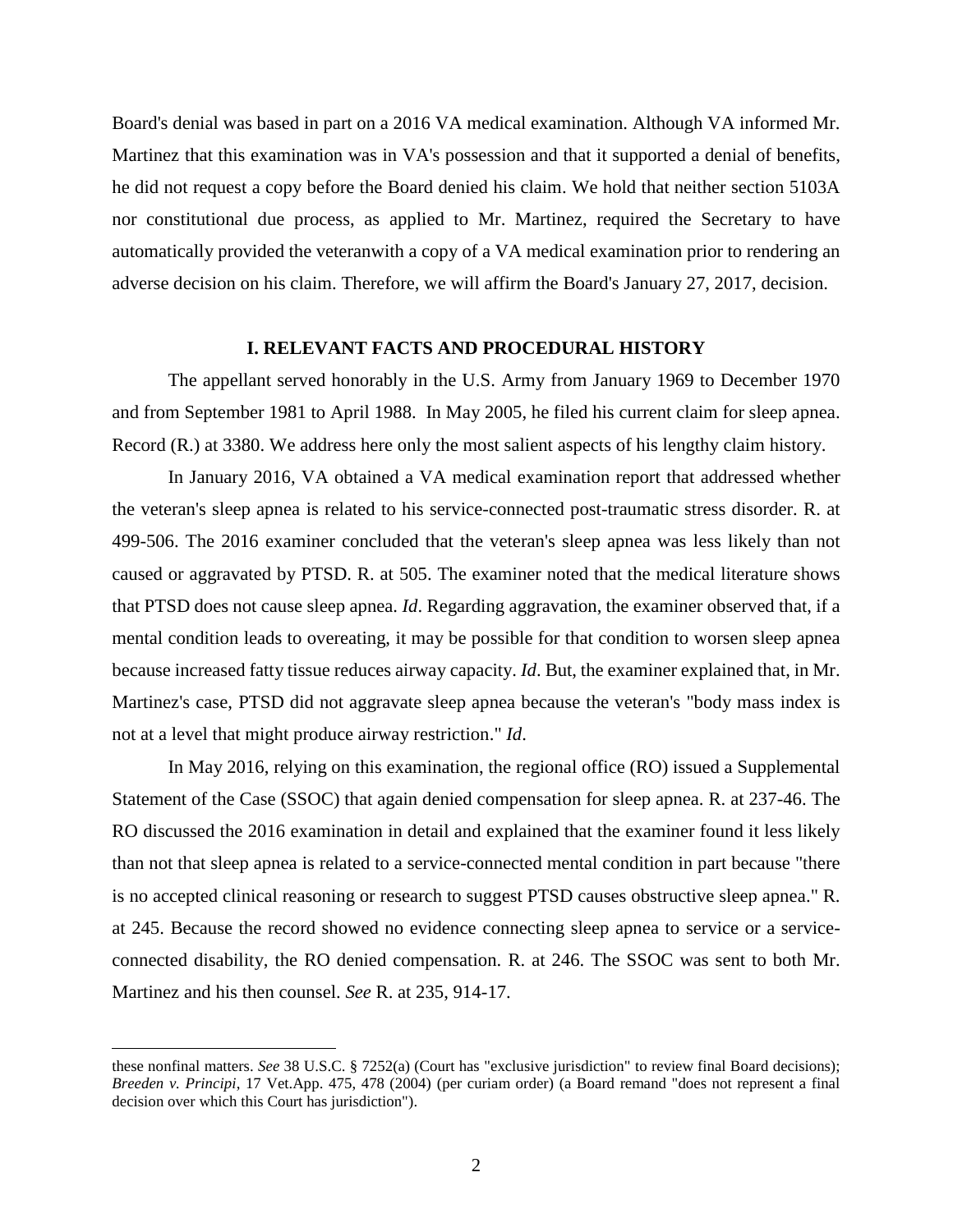Board's denial was based in part on a 2016 VA medical examination. Although VA informed Mr. Martinez that this examination was in VA's possession and that it supported a denial of benefits, he did not request a copy before the Board denied his claim. We hold that neither section 5103A nor constitutional due process, as applied to Mr. Martinez, required the Secretary to have automatically provided the veteranwith a copy of a VA medical examination prior to rendering an adverse decision on his claim. Therefore, we will affirm the Board's January 27, 2017, decision.

## I. RELEVANT FACTS AND PROCEDURAL HISTORY

The appellant served honorably in the U.S. Army from January 1969 to December 1970 and from September 1981 to April 1988. In May 2005, he filed his current claim for sleep apnea. Record (R.) at 3380. We address here only the most salient aspects of his lengthy claim history.

In January 2016, VA obtained a VA medical examination report that addressed whether the veteran's sleep apnea is related to his service-connected post-traumatic stress disorder. R. at 499-506. The 2016 examiner concluded that the veteran's sleep apnea was less likely than not caused or aggravated by PTSD. R. at 505. The examiner noted that the medical literature shows that PTSD does not cause sleep apnea. *Id*. Regarding aggravation, the examiner observed that, if a mental condition leads to overeating, it may be possible for that condition to worsen sleep apnea because increased fatty tissue reduces airway capacity. *Id*. But, the examiner explained that, in Mr. Martinez's case, PTSD did not aggravate sleep apnea because the veteran's "body mass index is not at a level that might produce airway restriction." *Id*.

In May 2016, relying on this examination, the regional office (RO) issued a Supplemental Statement of the Case (SSOC) that again denied compensation for sleep apnea. R. at 237-46. The RO discussed the 2016 examination in detail and explained that the examiner found it less likely than not that sleep apnea is related to a service-connected mental condition in part because "there is no accepted clinical reasoning or research to suggest PTSD causes obstructive sleep apnea." R. at 245. Because the record showed no evidence connecting sleep apnea to service or a service-connected disability, the RO denied compensation. R. at 246. The SSOC was sent to both Mr. Martinez and his then counsel. *See* R. at 235, 914-17.

---

these nonfinal matters. *See* 38 U.S.C. § 7252(a) (Court has "exclusive jurisdiction" to review final Board decisions); *Breeden v. Principi*, 17 Vet.App. 475, 478 (2004) (per curiam order) (a Board remand "does not represent a final decision over which this Court has jurisdiction").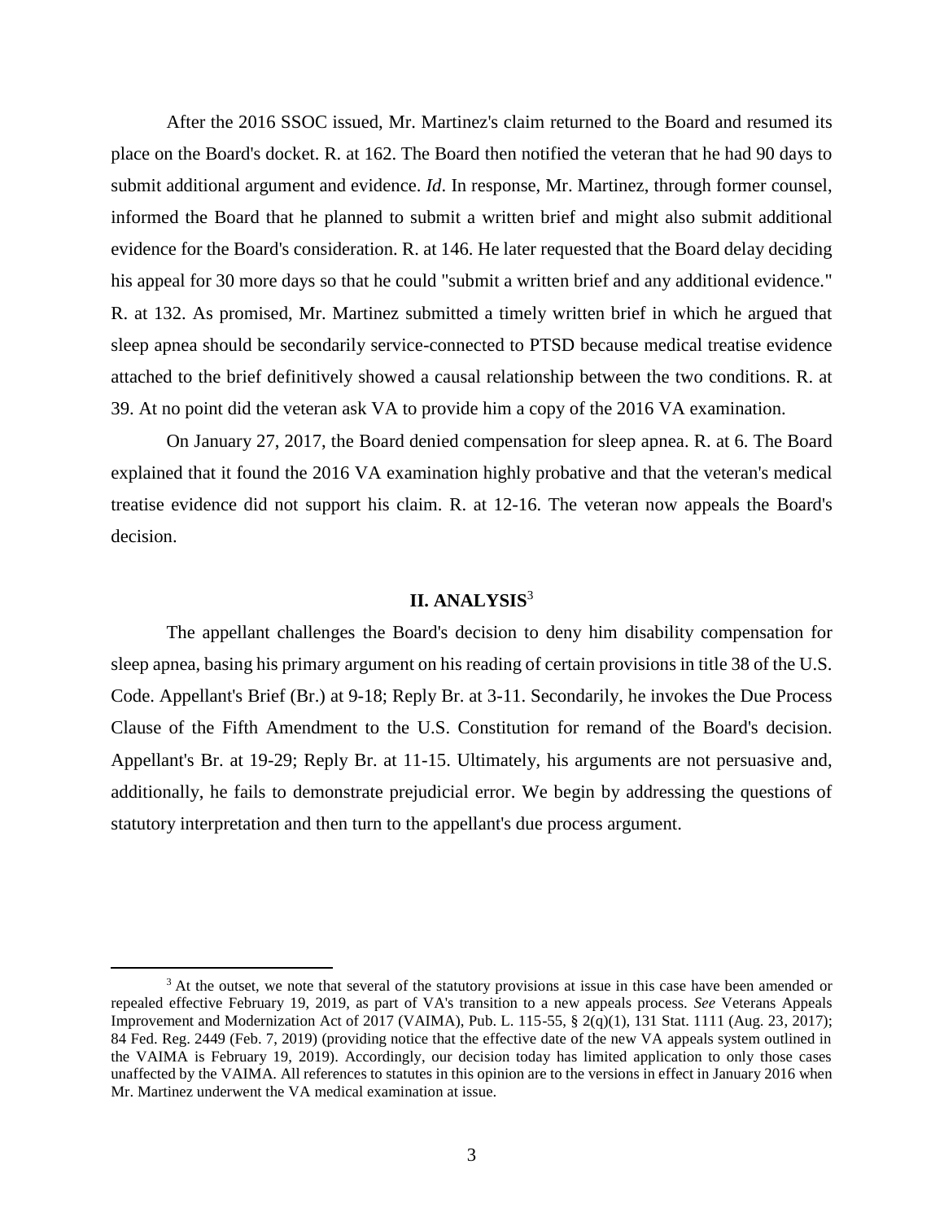After the 2016 SSOC issued, Mr. Martinez's claim returned to the Board and resumed its place on the Board's docket. R. at 162. The Board then notified the veteran that he had 90 days to submit additional argument and evidence. *Id*. In response, Mr. Martinez, through former counsel, informed the Board that he planned to submit a written brief and might also submit additional evidence for the Board's consideration. R. at 146. He later requested that the Board delay deciding his appeal for 30 more days so that he could "submit a written brief and any additional evidence." R. at 132. As promised, Mr. Martinez submitted a timely written brief in which he argued that sleep apnea should be secondarily service-connected to PTSD because medical treatise evidence attached to the brief definitively showed a causal relationship between the two conditions. R. at 39. At no point did the veteran ask VA to provide him a copy of the 2016 VA examination.

On January 27, 2017, the Board denied compensation for sleep apnea. R. at 6. The Board explained that it found the 2016 VA examination highly probative and that the veteran's medical treatise evidence did not support his claim. R. at 12-16. The veteran now appeals the Board's decision.

## II. ANALYSIS[3]

The appellant challenges the Board's decision to deny him disability compensation for sleep apnea, basing his primary argument on his reading of certain provisions in title 38 of the U.S. Code. Appellant's Brief (Br.) at 9-18; Reply Br. at 3-11. Secondarily, he invokes the Due Process Clause of the Fifth Amendment to the U.S. Constitution for remand of the Board's decision. Appellant's Br. at 19-29; Reply Br. at 11-15. Ultimately, his arguments are not persuasive and, additionally, he fails to demonstrate prejudicial error. We begin by addressing the questions of statutory interpretation and then turn to the appellant's due process argument.

---

[3] At the outset, we note that several of the statutory provisions at issue in this case have been amended or repealed effective February 19, 2019, as part of VA's transition to a new appeals process. *See* Veterans Appeals Improvement and Modernization Act of 2017 (VAIMA), Pub. L. 115-55, § 2(q)(1), 131 Stat. 1111 (Aug. 23, 2017); 84 Fed. Reg. 2449 (Feb. 7, 2019) (providing notice that the effective date of the new VA appeals system outlined in the VAIMA is February 19, 2019). Accordingly, our decision today has limited application to only those cases unaffected by the VAIMA. All references to statutes in this opinion are to the versions in effect in January 2016 when Mr. Martinez underwent the VA medical examination at issue.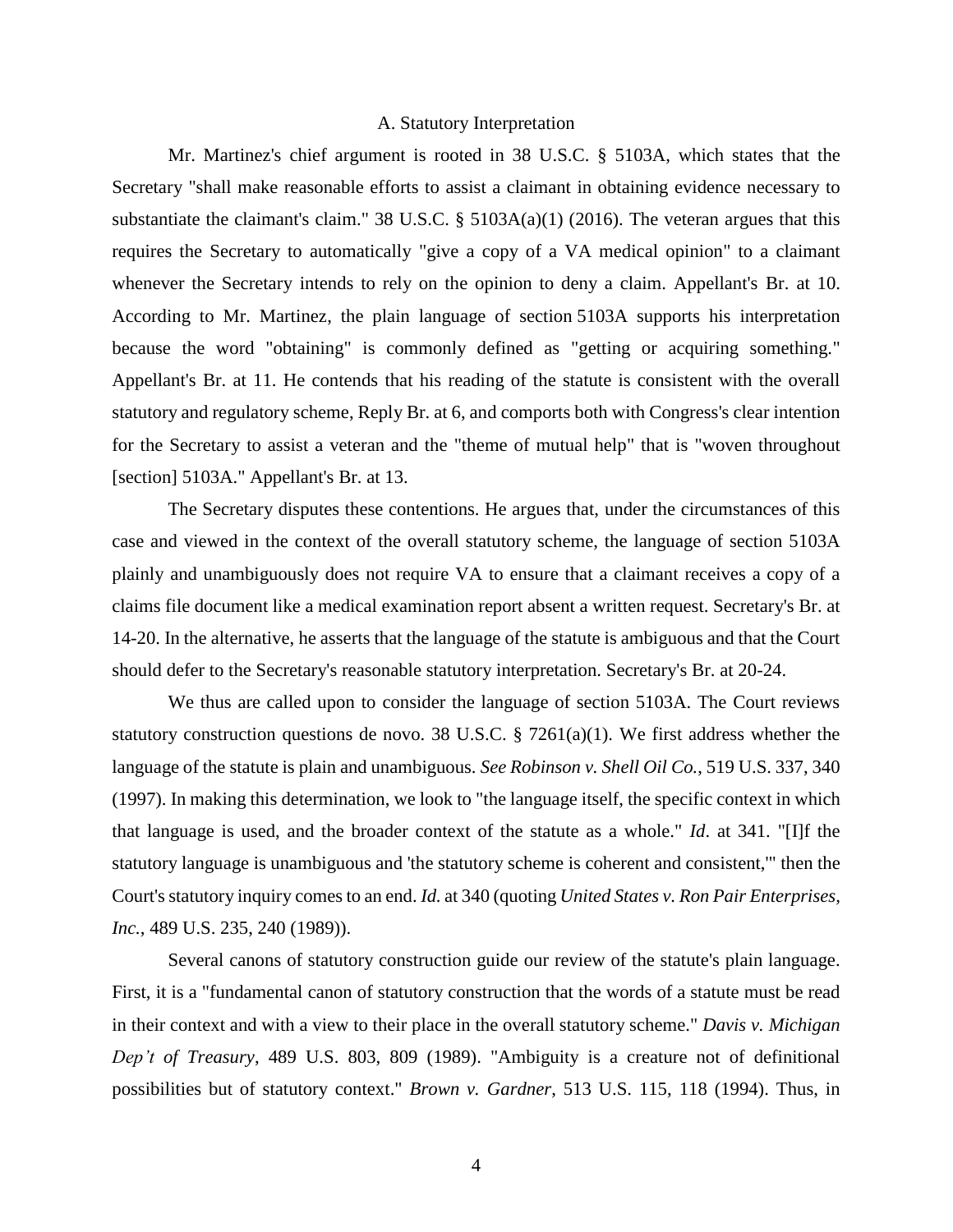### A. Statutory Interpretation

Mr. Martinez's chief argument is rooted in 38 U.S.C. § 5103A, which states that the Secretary "shall make reasonable efforts to assist a claimant in obtaining evidence necessary to substantiate the claimant's claim." 38 U.S.C. § 5103A(a)(1) (2016). The veteran argues that this requires the Secretary to automatically "give a copy of a VA medical opinion" to a claimant whenever the Secretary intends to rely on the opinion to deny a claim. Appellant's Br. at 10. According to Mr. Martinez, the plain language of section 5103A supports his interpretation because the word "obtaining" is commonly defined as "getting or acquiring something." Appellant's Br. at 11. He contends that his reading of the statute is consistent with the overall statutory and regulatory scheme, Reply Br. at 6, and comports both with Congress's clear intention for the Secretary to assist a veteran and the "theme of mutual help" that is "woven throughout [section] 5103A." Appellant's Br. at 13.

The Secretary disputes these contentions. He argues that, under the circumstances of this case and viewed in the context of the overall statutory scheme, the language of section 5103A plainly and unambiguously does not require VA to ensure that a claimant receives a copy of a claims file document like a medical examination report absent a written request. Secretary's Br. at 14-20. In the alternative, he asserts that the language of the statute is ambiguous and that the Court should defer to the Secretary's reasonable statutory interpretation. Secretary's Br. at 20-24.

We thus are called upon to consider the language of section 5103A. The Court reviews statutory construction questions de novo. 38 U.S.C. § 7261(a)(1). We first address whether the language of the statute is plain and unambiguous. *See Robinson v. Shell Oil Co.*, 519 U.S. 337, 340 (1997). In making this determination, we look to "the language itself, the specific context in which that language is used, and the broader context of the statute as a whole." *Id*. at 341. "[I]f the statutory language is unambiguous and 'the statutory scheme is coherent and consistent,'" then the Court's statutory inquiry comes to an end. *Id*. at 340 (quoting *United States v. Ron Pair Enterprises, Inc.*, 489 U.S. 235, 240 (1989)).

Several canons of statutory construction guide our review of the statute's plain language. First, it is a "fundamental canon of statutory construction that the words of a statute must be read in their context and with a view to their place in the overall statutory scheme." *Davis v. Michigan Dep't of Treasury*, 489 U.S. 803, 809 (1989). "Ambiguity is a creature not of definitional possibilities but of statutory context." *Brown v. Gardner*, 513 U.S. 115, 118 (1994). Thus, in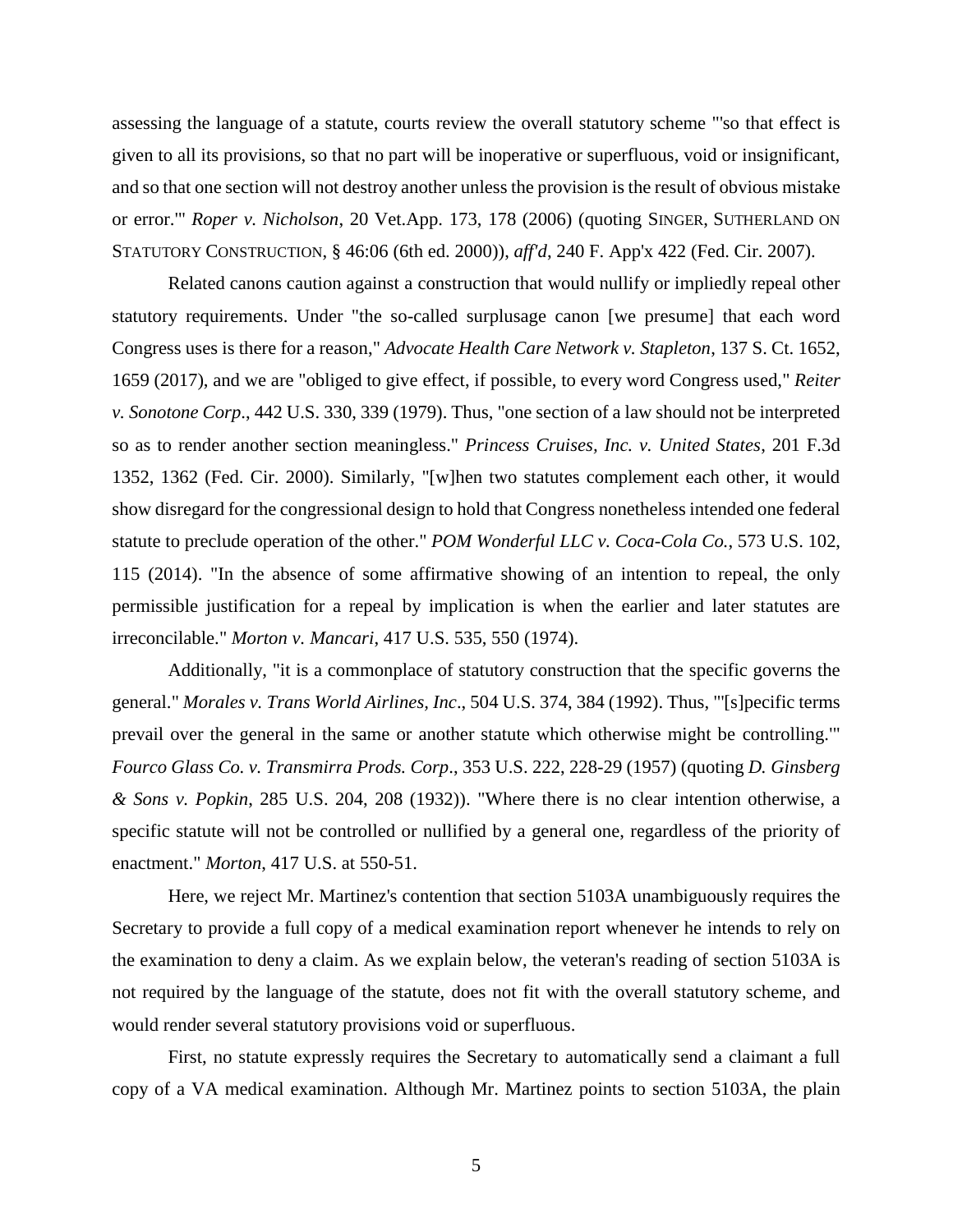assessing the language of a statute, courts review the overall statutory scheme "'so that effect is given to all its provisions, so that no part will be inoperative or superfluous, void or insignificant, and so that one section will not destroy another unless the provision is the result of obvious mistake or error.'" *Roper v. Nicholson*, 20 Vet.App. 173, 178 (2006) (quoting SINGER, SUTHERLAND ON STATUTORY CONSTRUCTION, § 46:06 (6th ed. 2000)), *aff'd*, 240 F. App'x 422 (Fed. Cir. 2007).

Related canons caution against a construction that would nullify or impliedly repeal other statutory requirements. Under "the so-called surplusage canon [we presume] that each word Congress uses is there for a reason," *Advocate Health Care Network v. Stapleton*, 137 S. Ct. 1652, 1659 (2017), and we are "obliged to give effect, if possible, to every word Congress used," *Reiter v. Sonotone Corp*., 442 U.S. 330, 339 (1979). Thus, "one section of a law should not be interpreted so as to render another section meaningless." *Princess Cruises, Inc. v. United States*, 201 F.3d 1352, 1362 (Fed. Cir. 2000). Similarly, "[w]hen two statutes complement each other, it would show disregard for the congressional design to hold that Congress nonetheless intended one federal statute to preclude operation of the other." *POM Wonderful LLC v. Coca-Cola Co.*, 573 U.S. 102, 115 (2014). "In the absence of some affirmative showing of an intention to repeal, the only permissible justification for a repeal by implication is when the earlier and later statutes are irreconcilable." *Morton v. Mancari*, 417 U.S. 535, 550 (1974).

Additionally, "it is a commonplace of statutory construction that the specific governs the general." *Morales v. Trans World Airlines, Inc*., 504 U.S. 374, 384 (1992). Thus, "'[s]pecific terms prevail over the general in the same or another statute which otherwise might be controlling.'" *Fourco Glass Co. v. Transmirra Prods. Corp*., 353 U.S. 222, 228-29 (1957) (quoting *D. Ginsberg & Sons v. Popkin*, 285 U.S. 204, 208 (1932)). "Where there is no clear intention otherwise, a specific statute will not be controlled or nullified by a general one, regardless of the priority of enactment." *Morton*, 417 U.S. at 550-51.

Here, we reject Mr. Martinez's contention that section 5103A unambiguously requires the Secretary to provide a full copy of a medical examination report whenever he intends to rely on the examination to deny a claim. As we explain below, the veteran's reading of section 5103A is not required by the language of the statute, does not fit with the overall statutory scheme, and would render several statutory provisions void or superfluous.

First, no statute expressly requires the Secretary to automatically send a claimant a full copy of a VA medical examination. Although Mr. Martinez points to section 5103A, the plain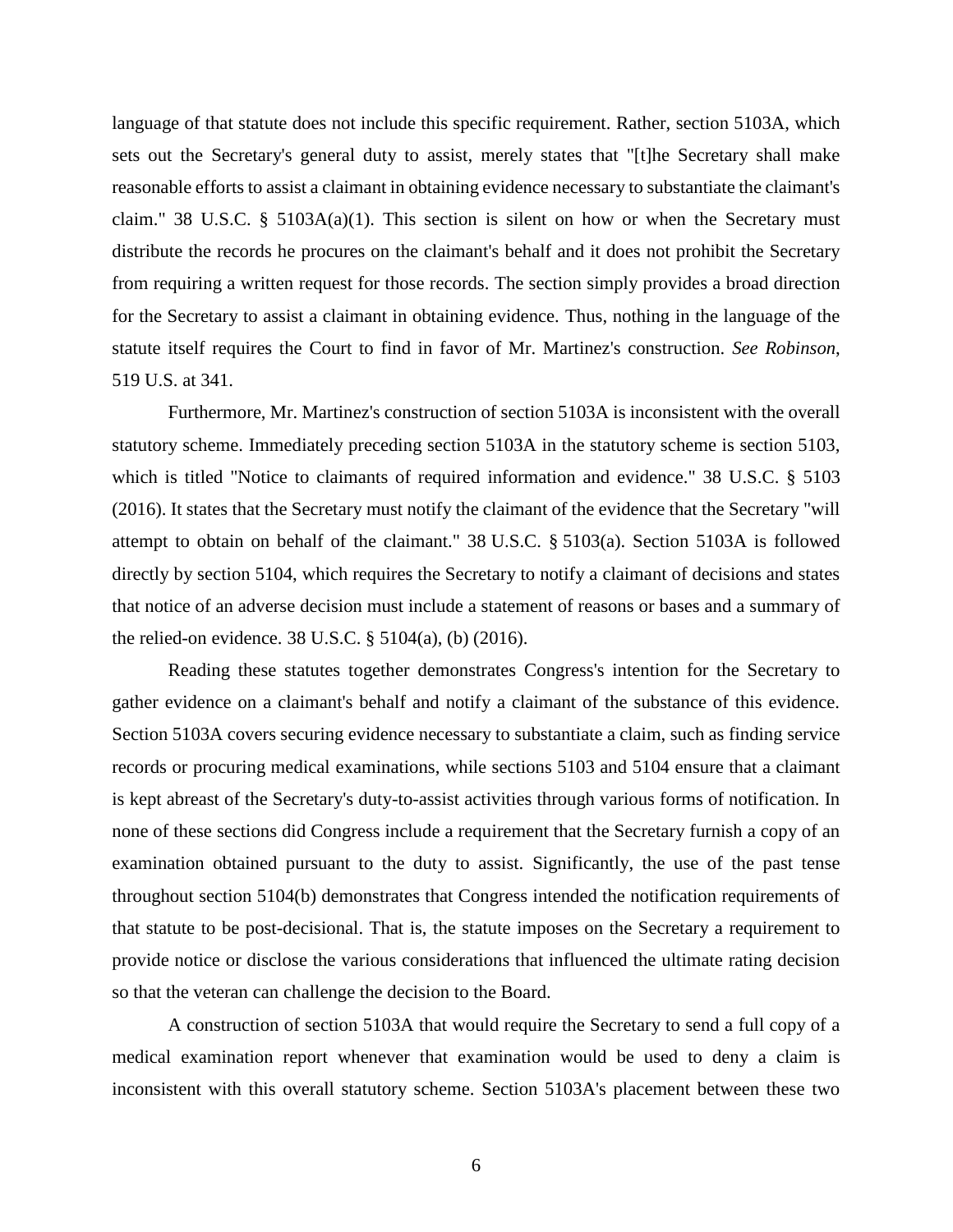language of that statute does not include this specific requirement. Rather, section 5103A, which sets out the Secretary's general duty to assist, merely states that "[t]he Secretary shall make reasonable efforts to assist a claimant in obtaining evidence necessary to substantiate the claimant's claim." 38 U.S.C. § 5103A(a)(1). This section is silent on how or when the Secretary must distribute the records he procures on the claimant's behalf and it does not prohibit the Secretary from requiring a written request for those records. The section simply provides a broad direction for the Secretary to assist a claimant in obtaining evidence. Thus, nothing in the language of the statute itself requires the Court to find in favor of Mr. Martinez's construction. *See Robinson*, 519 U.S. at 341.

Furthermore, Mr. Martinez's construction of section 5103A is inconsistent with the overall statutory scheme. Immediately preceding section 5103A in the statutory scheme is section 5103, which is titled "Notice to claimants of required information and evidence." 38 U.S.C. § 5103 (2016). It states that the Secretary must notify the claimant of the evidence that the Secretary "will attempt to obtain on behalf of the claimant." 38 U.S.C. § 5103(a). Section 5103A is followed directly by section 5104, which requires the Secretary to notify a claimant of decisions and states that notice of an adverse decision must include a statement of reasons or bases and a summary of the relied-on evidence. 38 U.S.C. § 5104(a), (b) (2016).

Reading these statutes together demonstrates Congress's intention for the Secretary to gather evidence on a claimant's behalf and notify a claimant of the substance of this evidence. Section 5103A covers securing evidence necessary to substantiate a claim, such as finding service records or procuring medical examinations, while sections 5103 and 5104 ensure that a claimant is kept abreast of the Secretary's duty-to-assist activities through various forms of notification. In none of these sections did Congress include a requirement that the Secretary furnish a copy of an examination obtained pursuant to the duty to assist. Significantly, the use of the past tense throughout section 5104(b) demonstrates that Congress intended the notification requirements of that statute to be post-decisional. That is, the statute imposes on the Secretary a requirement to provide notice or disclose the various considerations that influenced the ultimate rating decision so that the veteran can challenge the decision to the Board.

A construction of section 5103A that would require the Secretary to send a full copy of a medical examination report whenever that examination would be used to deny a claim is inconsistent with this overall statutory scheme. Section 5103A's placement between these two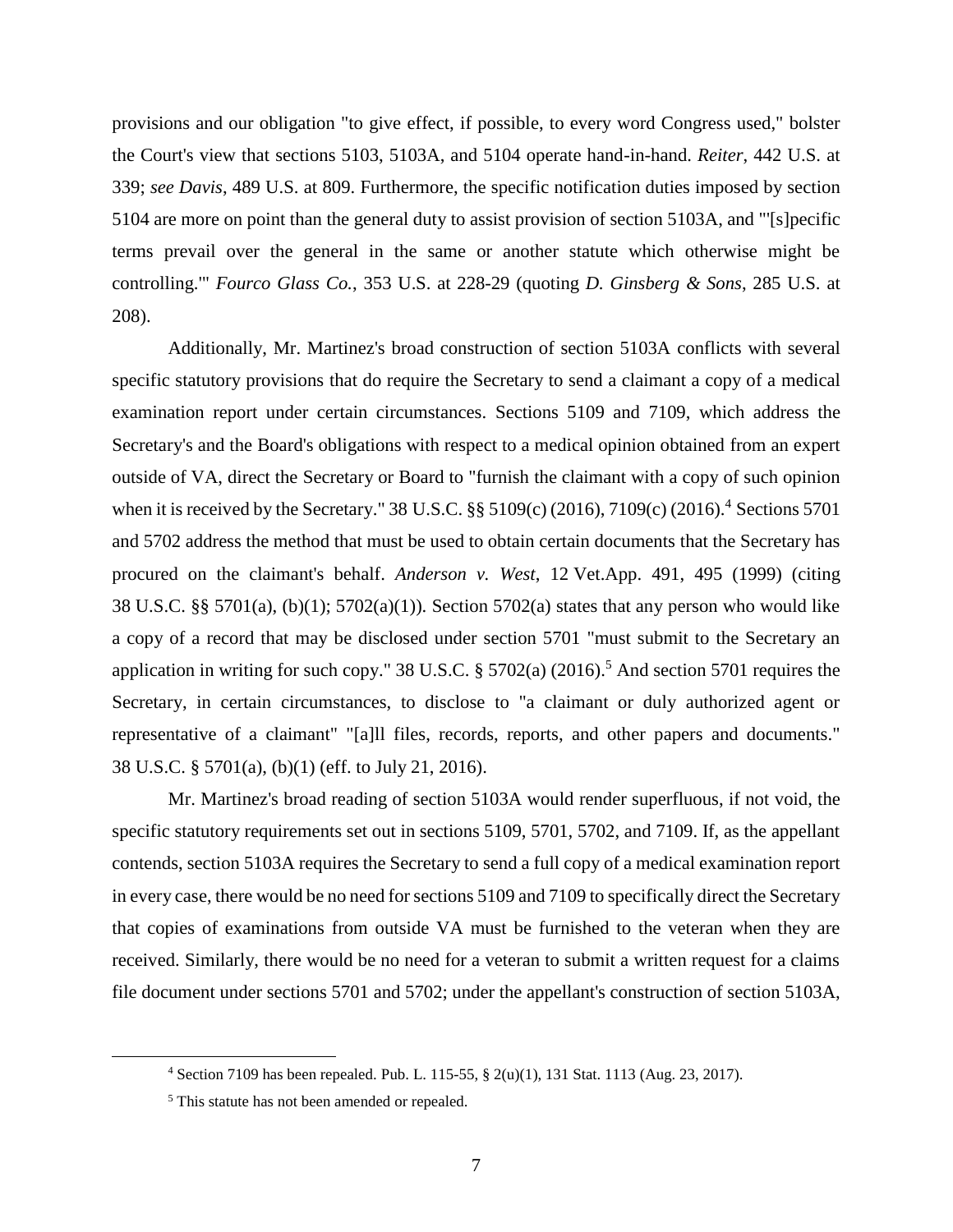provisions and our obligation "to give effect, if possible, to every word Congress used," bolster the Court's view that sections 5103, 5103A, and 5104 operate hand-in-hand. *Reiter*, 442 U.S. at 339; *see Davis*, 489 U.S. at 809. Furthermore, the specific notification duties imposed by section 5104 are more on point than the general duty to assist provision of section 5103A, and "'[s]pecific terms prevail over the general in the same or another statute which otherwise might be controlling.'" *Fourco Glass Co.*, 353 U.S. at 228-29 (quoting *D. Ginsberg & Sons*, 285 U.S. at 208).

Additionally, Mr. Martinez's broad construction of section 5103A conflicts with several specific statutory provisions that do require the Secretary to send a claimant a copy of a medical examination report under certain circumstances. Sections 5109 and 7109, which address the Secretary's and the Board's obligations with respect to a medical opinion obtained from an expert outside of VA, direct the Secretary or Board to "furnish the claimant with a copy of such opinion when it is received by the Secretary." 38 U.S.C. §§ 5109(c) (2016), 7109(c) (2016).[4] Sections 5701 and 5702 address the method that must be used to obtain certain documents that the Secretary has procured on the claimant's behalf. *Anderson v. West*, 12 Vet.App. 491, 495 (1999) (citing 38 U.S.C. §§ 5701(a), (b)(1); 5702(a)(1)). Section 5702(a) states that any person who would like a copy of a record that may be disclosed under section 5701 "must submit to the Secretary an application in writing for such copy." 38 U.S.C. § 5702(a) (2016).[5] And section 5701 requires the Secretary, in certain circumstances, to disclose to "a claimant or duly authorized agent or representative of a claimant" "[a]ll files, records, reports, and other papers and documents." 38 U.S.C. § 5701(a), (b)(1) (eff. to July 21, 2016).

Mr. Martinez's broad reading of section 5103A would render superfluous, if not void, the specific statutory requirements set out in sections 5109, 5701, 5702, and 7109. If, as the appellant contends, section 5103A requires the Secretary to send a full copy of a medical examination report in every case, there would be no need for sections 5109 and 7109 to specifically direct the Secretary that copies of examinations from outside VA must be furnished to the veteran when they are received. Similarly, there would be no need for a veteran to submit a written request for a claims file document under sections 5701 and 5702; under the appellant's construction of section 5103A,

---

[4] Section 7109 has been repealed. Pub. L. 115-55, § 2(u)(1), 131 Stat. 1113 (Aug. 23, 2017).

[5] This statute has not been amended or repealed.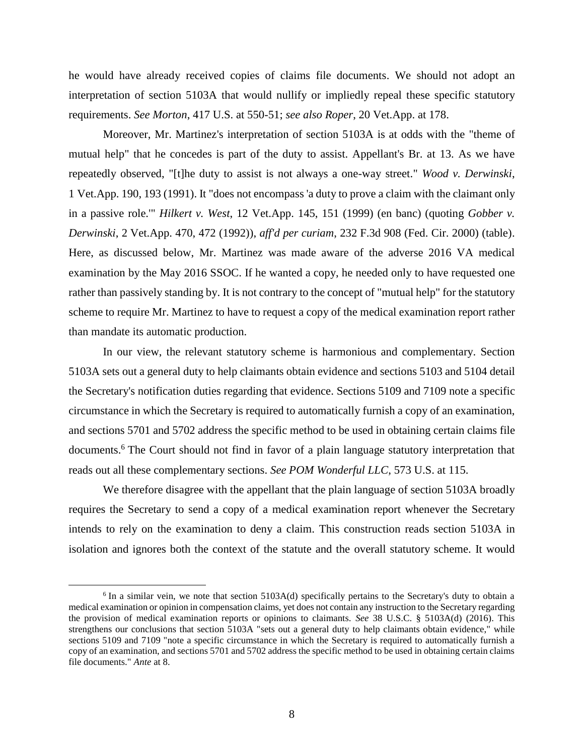he would have already received copies of claims file documents. We should not adopt an interpretation of section 5103A that would nullify or impliedly repeal these specific statutory requirements. *See Morton*, 417 U.S. at 550-51; *see also Roper*, 20 Vet.App. at 178.

Moreover, Mr. Martinez's interpretation of section 5103A is at odds with the "theme of mutual help" that he concedes is part of the duty to assist. Appellant's Br. at 13. As we have repeatedly observed, "[t]he duty to assist is not always a one-way street." *Wood v. Derwinski*, 1 Vet.App. 190, 193 (1991). It "does not encompass 'a duty to prove a claim with the claimant only in a passive role.'" *Hilkert v. West*, 12 Vet.App. 145, 151 (1999) (en banc) (quoting *Gobber v. Derwinski*, 2 Vet.App. 470, 472 (1992)), *aff'd per curiam*, 232 F.3d 908 (Fed. Cir. 2000) (table). Here, as discussed below, Mr. Martinez was made aware of the adverse 2016 VA medical examination by the May 2016 SSOC. If he wanted a copy, he needed only to have requested one rather than passively standing by. It is not contrary to the concept of "mutual help" for the statutory scheme to require Mr. Martinez to have to request a copy of the medical examination report rather than mandate its automatic production.

In our view, the relevant statutory scheme is harmonious and complementary. Section 5103A sets out a general duty to help claimants obtain evidence and sections 5103 and 5104 detail the Secretary's notification duties regarding that evidence. Sections 5109 and 7109 note a specific circumstance in which the Secretary is required to automatically furnish a copy of an examination, and sections 5701 and 5702 address the specific method to be used in obtaining certain claims file documents.[6] The Court should not find in favor of a plain language statutory interpretation that reads out all these complementary sections. *See POM Wonderful LLC*, 573 U.S. at 115.

We therefore disagree with the appellant that the plain language of section 5103A broadly requires the Secretary to send a copy of a medical examination report whenever the Secretary intends to rely on the examination to deny a claim. This construction reads section 5103A in isolation and ignores both the context of the statute and the overall statutory scheme. It would

---

[6] In a similar vein, we note that section 5103A(d) specifically pertains to the Secretary's duty to obtain a medical examination or opinion in compensation claims, yet does not contain any instruction to the Secretary regarding the provision of medical examination reports or opinions to claimants. *See* 38 U.S.C. § 5103A(d) (2016). This strengthens our conclusions that section 5103A "sets out a general duty to help claimants obtain evidence," while sections 5109 and 7109 "note a specific circumstance in which the Secretary is required to automatically furnish a copy of an examination, and sections 5701 and 5702 address the specific method to be used in obtaining certain claims file documents." *Ante* at 8.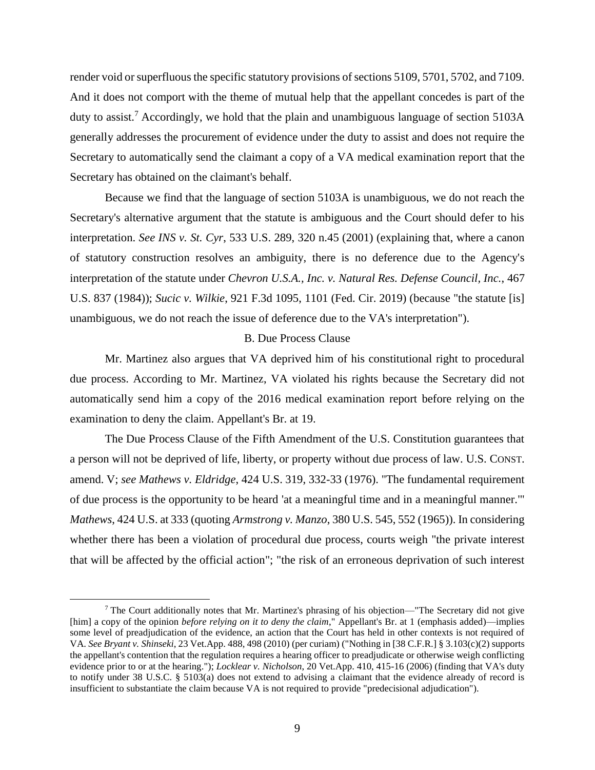render void or superfluous the specific statutory provisions of sections 5109, 5701, 5702, and 7109. And it does not comport with the theme of mutual help that the appellant concedes is part of the duty to assist.[7] Accordingly, we hold that the plain and unambiguous language of section 5103A generally addresses the procurement of evidence under the duty to assist and does not require the Secretary to automatically send the claimant a copy of a VA medical examination report that the Secretary has obtained on the claimant's behalf.

Because we find that the language of section 5103A is unambiguous, we do not reach the Secretary's alternative argument that the statute is ambiguous and the Court should defer to his interpretation. *See INS v. St. Cyr*, 533 U.S. 289, 320 n.45 (2001) (explaining that, where a canon of statutory construction resolves an ambiguity, there is no deference due to the Agency's interpretation of the statute under *Chevron U.S.A., Inc. v. Natural Res. Defense Council, Inc.*, 467 U.S. 837 (1984)); *Sucic v. Wilkie*, 921 F.3d 1095, 1101 (Fed. Cir. 2019) (because "the statute [is] unambiguous, we do not reach the issue of deference due to the VA's interpretation").

B. Due Process Clause

Mr. Martinez also argues that VA deprived him of his constitutional right to procedural due process. According to Mr. Martinez, VA violated his rights because the Secretary did not automatically send him a copy of the 2016 medical examination report before relying on the examination to deny the claim. Appellant's Br. at 19.

The Due Process Clause of the Fifth Amendment of the U.S. Constitution guarantees that a person will not be deprived of life, liberty, or property without due process of law. U.S. CONST. amend. V; *see Mathews v. Eldridge*, 424 U.S. 319, 332-33 (1976). "The fundamental requirement of due process is the opportunity to be heard 'at a meaningful time and in a meaningful manner.'" *Mathews*, 424 U.S. at 333 (quoting *Armstrong v. Manzo*, 380 U.S. 545, 552 (1965)). In considering whether there has been a violation of procedural due process, courts weigh "the private interest that will be affected by the official action"; "the risk of an erroneous deprivation of such interest

---

[7] The Court additionally notes that Mr. Martinez's phrasing of his objection—"The Secretary did not give [him] a copy of the opinion *before relying on it to deny the claim*," Appellant's Br. at 1 (emphasis added)—implies some level of preadjudication of the evidence, an action that the Court has held in other contexts is not required of VA. *See Bryant v. Shinseki*, 23 Vet.App. 488, 498 (2010) (per curiam) ("Nothing in [38 C.F.R.] § 3.103(c)(2) supports the appellant's contention that the regulation requires a hearing officer to preadjudicate or otherwise weigh conflicting evidence prior to or at the hearing."); *Locklear v. Nicholson*, 20 Vet.App. 410, 415-16 (2006) (finding that VA's duty to notify under 38 U.S.C. § 5103(a) does not extend to advising a claimant that the evidence already of record is insufficient to substantiate the claim because VA is not required to provide "predecisional adjudication").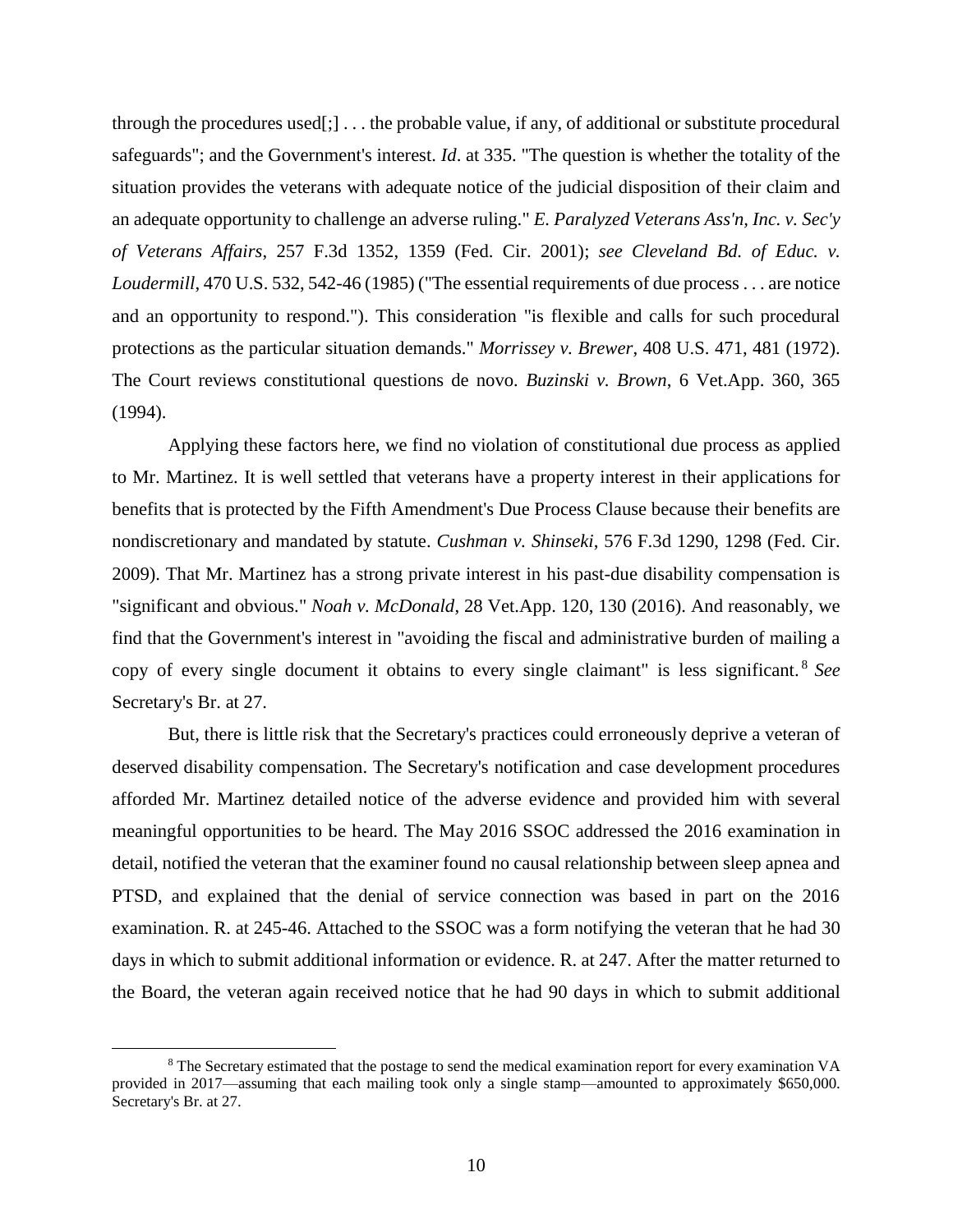through the procedures used[;] . . . the probable value, if any, of additional or substitute procedural safeguards"; and the Government's interest. *Id*. at 335. "The question is whether the totality of the situation provides the veterans with adequate notice of the judicial disposition of their claim and an adequate opportunity to challenge an adverse ruling." *E. Paralyzed Veterans Ass'n, Inc. v. Sec'y of Veterans Affairs*, 257 F.3d 1352, 1359 (Fed. Cir. 2001); *see Cleveland Bd. of Educ. v. Loudermill*, 470 U.S. 532, 542-46 (1985) ("The essential requirements of due process . . . are notice and an opportunity to respond."). This consideration "is flexible and calls for such procedural protections as the particular situation demands." *Morrissey v. Brewer*, 408 U.S. 471, 481 (1972). The Court reviews constitutional questions de novo. *Buzinski v. Brown*, 6 Vet.App. 360, 365 (1994).

Applying these factors here, we find no violation of constitutional due process as applied to Mr. Martinez. It is well settled that veterans have a property interest in their applications for benefits that is protected by the Fifth Amendment's Due Process Clause because their benefits are nondiscretionary and mandated by statute. *Cushman v. Shinseki*, 576 F.3d 1290, 1298 (Fed. Cir. 2009). That Mr. Martinez has a strong private interest in his past-due disability compensation is "significant and obvious." *Noah v. McDonald*, 28 Vet.App. 120, 130 (2016). And reasonably, we find that the Government's interest in "avoiding the fiscal and administrative burden of mailing a copy of every single document it obtains to every single claimant" is less significant.[8] *See* Secretary's Br. at 27.

But, there is little risk that the Secretary's practices could erroneously deprive a veteran of deserved disability compensation. The Secretary's notification and case development procedures afforded Mr. Martinez detailed notice of the adverse evidence and provided him with several meaningful opportunities to be heard. The May 2016 SSOC addressed the 2016 examination in detail, notified the veteran that the examiner found no causal relationship between sleep apnea and PTSD, and explained that the denial of service connection was based in part on the 2016 examination. R. at 245-46. Attached to the SSOC was a form notifying the veteran that he had 30 days in which to submit additional information or evidence. R. at 247. After the matter returned to the Board, the veteran again received notice that he had 90 days in which to submit additional

[8] The Secretary estimated that the postage to send the medical examination report for every examination VA provided in 2017—assuming that each mailing took only a single stamp—amounted to approximately $650,000. Secretary's Br. at 27.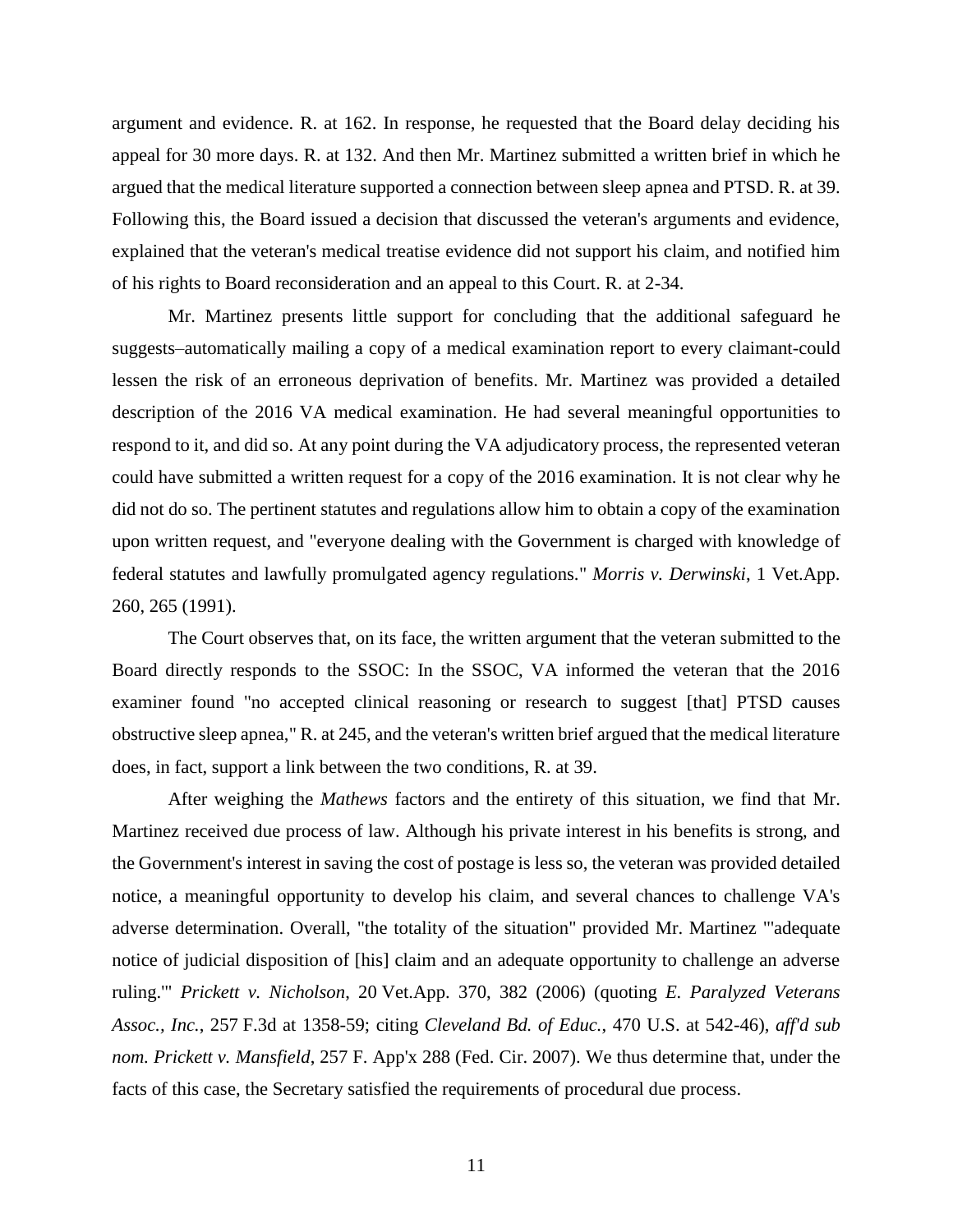argument and evidence. R. at 162. In response, he requested that the Board delay deciding his appeal for 30 more days. R. at 132. And then Mr. Martinez submitted a written brief in which he argued that the medical literature supported a connection between sleep apnea and PTSD. R. at 39. Following this, the Board issued a decision that discussed the veteran's arguments and evidence, explained that the veteran's medical treatise evidence did not support his claim, and notified him of his rights to Board reconsideration and an appeal to this Court. R. at 2-34.

Mr. Martinez presents little support for concluding that the additional safeguard he suggests–automatically mailing a copy of a medical examination report to every claimant-could lessen the risk of an erroneous deprivation of benefits. Mr. Martinez was provided a detailed description of the 2016 VA medical examination. He had several meaningful opportunities to respond to it, and did so. At any point during the VA adjudicatory process, the represented veteran could have submitted a written request for a copy of the 2016 examination. It is not clear why he did not do so. The pertinent statutes and regulations allow him to obtain a copy of the examination upon written request, and "everyone dealing with the Government is charged with knowledge of federal statutes and lawfully promulgated agency regulations." *Morris v. Derwinski*, 1 Vet.App. 260, 265 (1991).

The Court observes that, on its face, the written argument that the veteran submitted to the Board directly responds to the SSOC: In the SSOC, VA informed the veteran that the 2016 examiner found "no accepted clinical reasoning or research to suggest [that] PTSD causes obstructive sleep apnea," R. at 245, and the veteran's written brief argued that the medical literature does, in fact, support a link between the two conditions, R. at 39.

After weighing the *Mathews* factors and the entirety of this situation, we find that Mr. Martinez received due process of law. Although his private interest in his benefits is strong, and the Government's interest in saving the cost of postage is less so, the veteran was provided detailed notice, a meaningful opportunity to develop his claim, and several chances to challenge VA's adverse determination. Overall, "the totality of the situation" provided Mr. Martinez "'adequate notice of judicial disposition of [his] claim and an adequate opportunity to challenge an adverse ruling.'" *Prickett v. Nicholson*, 20 Vet.App. 370, 382 (2006) (quoting *E. Paralyzed Veterans Assoc., Inc.*, 257 F.3d at 1358-59; citing *Cleveland Bd. of Educ.*, 470 U.S. at 542-46), *aff'd sub nom. Prickett v. Mansfield*, 257 F. App'x 288 (Fed. Cir. 2007). We thus determine that, under the facts of this case, the Secretary satisfied the requirements of procedural due process.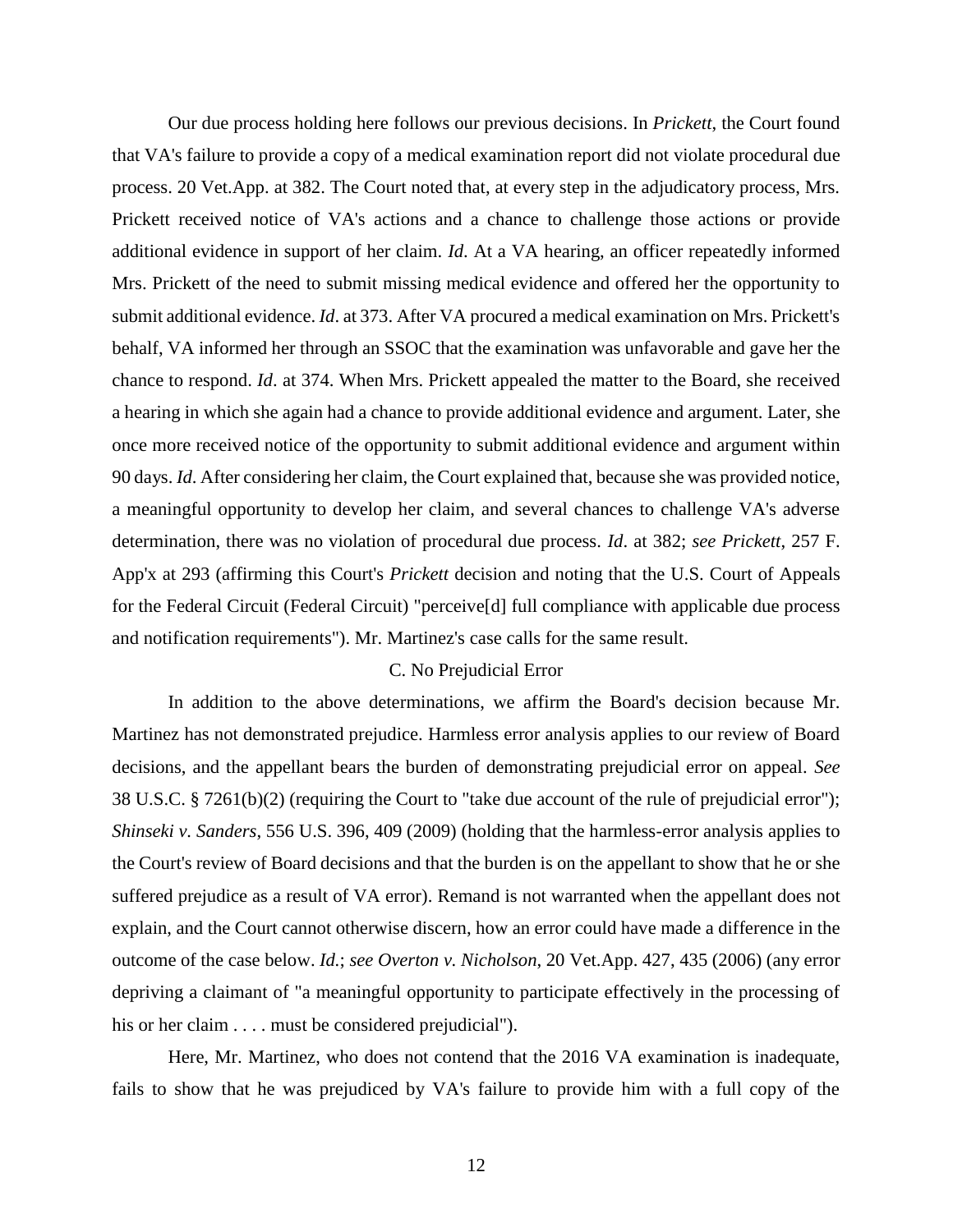Our due process holding here follows our previous decisions. In *Prickett*, the Court found that VA's failure to provide a copy of a medical examination report did not violate procedural due process. 20 Vet.App. at 382. The Court noted that, at every step in the adjudicatory process, Mrs. Prickett received notice of VA's actions and a chance to challenge those actions or provide additional evidence in support of her claim. *Id*. At a VA hearing, an officer repeatedly informed Mrs. Prickett of the need to submit missing medical evidence and offered her the opportunity to submit additional evidence. *Id*. at 373. After VA procured a medical examination on Mrs. Prickett's behalf, VA informed her through an SSOC that the examination was unfavorable and gave her the chance to respond. *Id*. at 374. When Mrs. Prickett appealed the matter to the Board, she received a hearing in which she again had a chance to provide additional evidence and argument. Later, she once more received notice of the opportunity to submit additional evidence and argument within 90 days. *Id*. After considering her claim, the Court explained that, because she was provided notice, a meaningful opportunity to develop her claim, and several chances to challenge VA's adverse determination, there was no violation of procedural due process. *Id*. at 382; *see Prickett*, 257 F. App'x at 293 (affirming this Court's *Prickett* decision and noting that the U.S. Court of Appeals for the Federal Circuit (Federal Circuit) "perceive[d] full compliance with applicable due process and notification requirements"). Mr. Martinez's case calls for the same result.

### C. No Prejudicial Error

In addition to the above determinations, we affirm the Board's decision because Mr. Martinez has not demonstrated prejudice. Harmless error analysis applies to our review of Board decisions, and the appellant bears the burden of demonstrating prejudicial error on appeal. *See* 38 U.S.C. § 7261(b)(2) (requiring the Court to "take due account of the rule of prejudicial error"); *Shinseki v. Sanders*, 556 U.S. 396, 409 (2009) (holding that the harmless-error analysis applies to the Court's review of Board decisions and that the burden is on the appellant to show that he or she suffered prejudice as a result of VA error). Remand is not warranted when the appellant does not explain, and the Court cannot otherwise discern, how an error could have made a difference in the outcome of the case below. *Id.*; *see Overton v. Nicholson*, 20 Vet.App. 427, 435 (2006) (any error depriving a claimant of "a meaningful opportunity to participate effectively in the processing of his or her claim . . . . must be considered prejudicial").

Here, Mr. Martinez, who does not contend that the 2016 VA examination is inadequate, fails to show that he was prejudiced by VA's failure to provide him with a full copy of the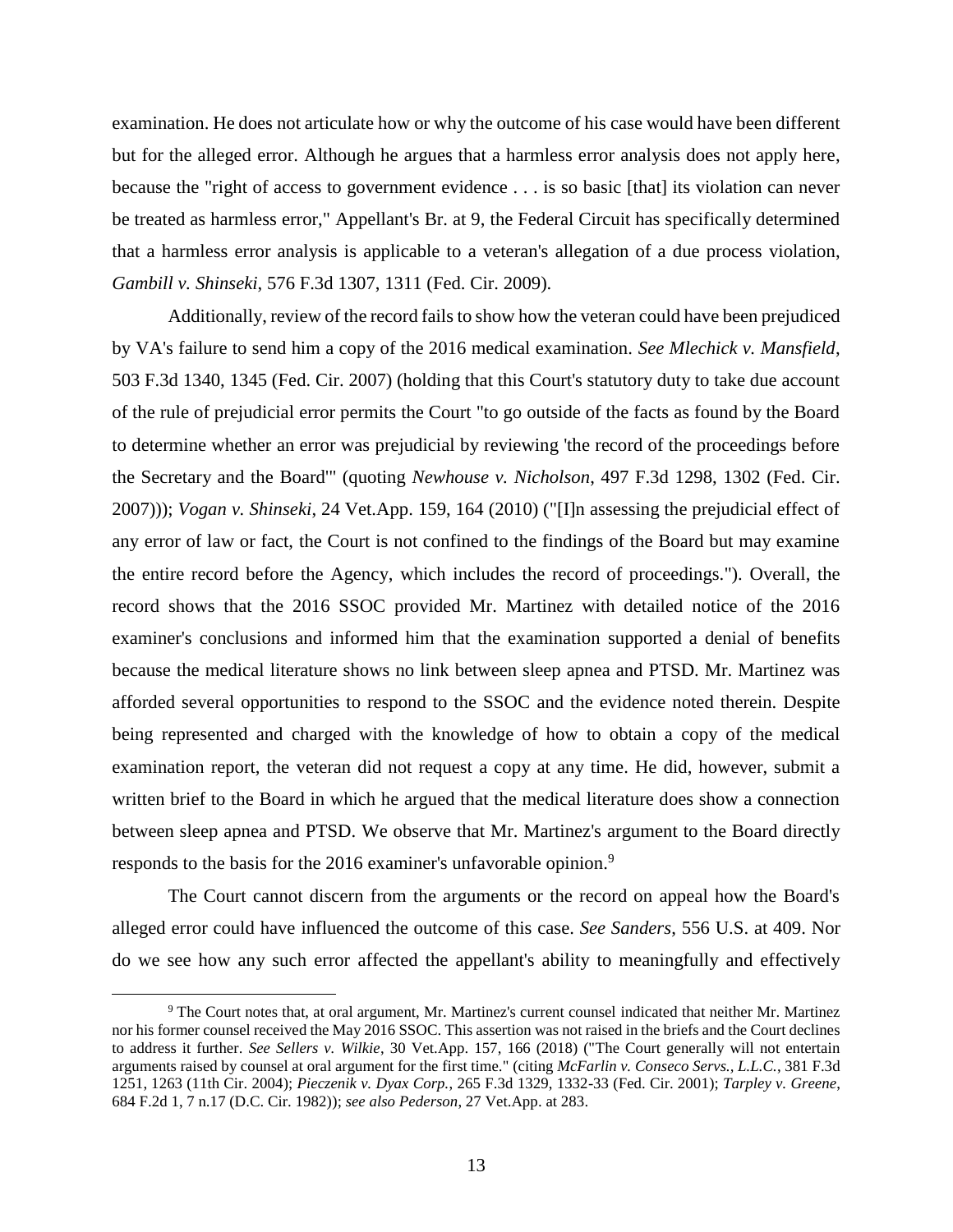examination. He does not articulate how or why the outcome of his case would have been different but for the alleged error. Although he argues that a harmless error analysis does not apply here, because the "right of access to government evidence . . . is so basic [that] its violation can never be treated as harmless error," Appellant's Br. at 9, the Federal Circuit has specifically determined that a harmless error analysis is applicable to a veteran's allegation of a due process violation, *Gambill v. Shinseki*, 576 F.3d 1307, 1311 (Fed. Cir. 2009).

Additionally, review of the record fails to show how the veteran could have been prejudiced by VA's failure to send him a copy of the 2016 medical examination. *See Mlechick v. Mansfield*, 503 F.3d 1340, 1345 (Fed. Cir. 2007) (holding that this Court's statutory duty to take due account of the rule of prejudicial error permits the Court "to go outside of the facts as found by the Board to determine whether an error was prejudicial by reviewing 'the record of the proceedings before the Secretary and the Board'" (quoting *Newhouse v. Nicholson*, 497 F.3d 1298, 1302 (Fed. Cir. 2007))); *Vogan v. Shinseki*, 24 Vet.App. 159, 164 (2010) ("[I]n assessing the prejudicial effect of any error of law or fact, the Court is not confined to the findings of the Board but may examine the entire record before the Agency, which includes the record of proceedings."). Overall, the record shows that the 2016 SSOC provided Mr. Martinez with detailed notice of the 2016 examiner's conclusions and informed him that the examination supported a denial of benefits because the medical literature shows no link between sleep apnea and PTSD. Mr. Martinez was afforded several opportunities to respond to the SSOC and the evidence noted therein. Despite being represented and charged with the knowledge of how to obtain a copy of the medical examination report, the veteran did not request a copy at any time. He did, however, submit a written brief to the Board in which he argued that the medical literature does show a connection between sleep apnea and PTSD. We observe that Mr. Martinez's argument to the Board directly responds to the basis for the 2016 examiner's unfavorable opinion.[9]

The Court cannot discern from the arguments or the record on appeal how the Board's alleged error could have influenced the outcome of this case. *See Sanders*, 556 U.S. at 409. Nor do we see how any such error affected the appellant's ability to meaningfully and effectively

---

[9] The Court notes that, at oral argument, Mr. Martinez's current counsel indicated that neither Mr. Martinez nor his former counsel received the May 2016 SSOC. This assertion was not raised in the briefs and the Court declines to address it further. *See Sellers v. Wilkie*, 30 Vet.App. 157, 166 (2018) ("The Court generally will not entertain arguments raised by counsel at oral argument for the first time." (citing *McFarlin v. Conseco Servs., L.L.C.*, 381 F.3d 1251, 1263 (11th Cir. 2004); *Pieczenik v. Dyax Corp.*, 265 F.3d 1329, 1332-33 (Fed. Cir. 2001); *Tarpley v. Greene*, 684 F.2d 1, 7 n.17 (D.C. Cir. 1982)); *see also Pederson*, 27 Vet.App. at 283.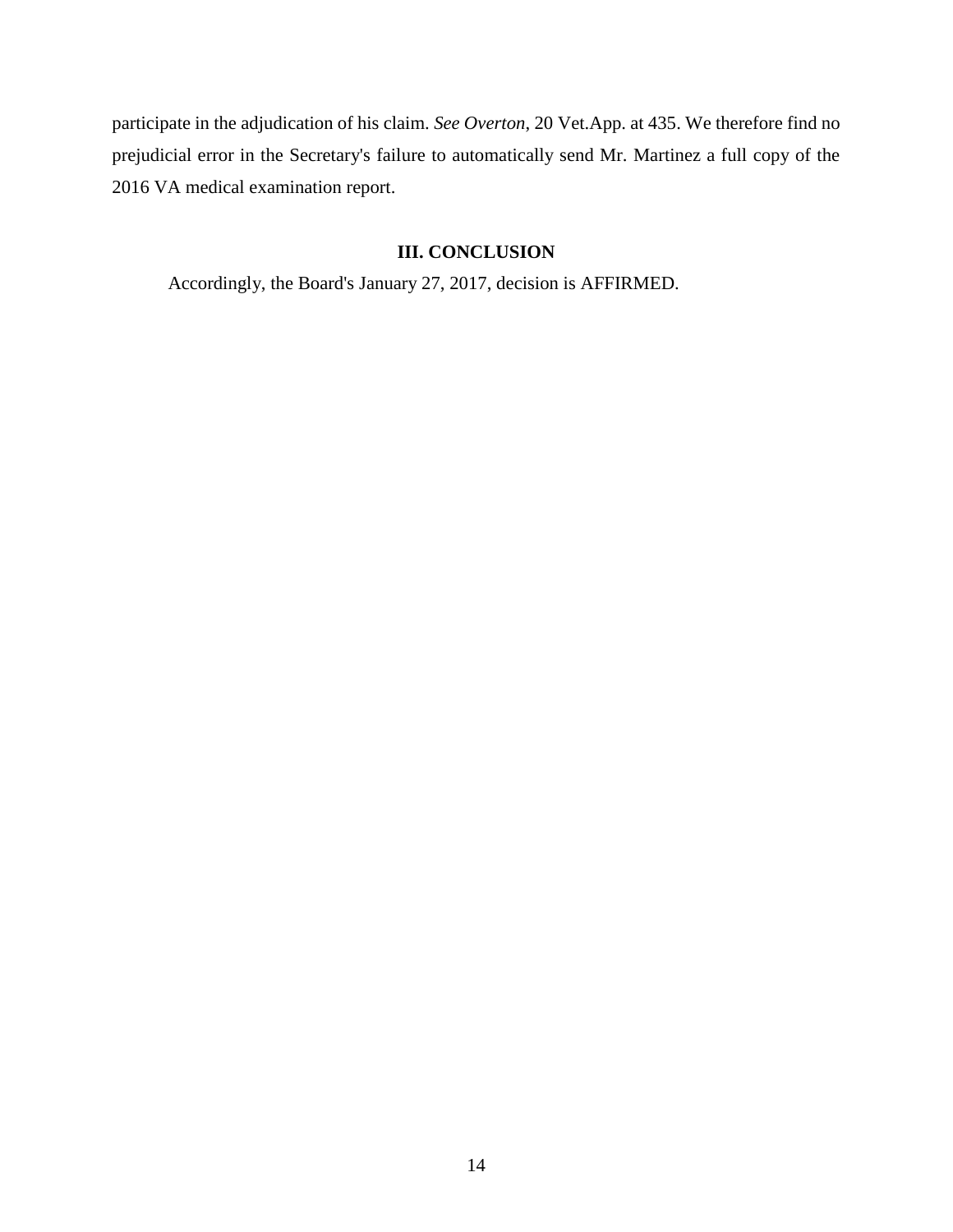participate in the adjudication of his claim. *See Overton*, 20 Vet.App. at 435. We therefore find no prejudicial error in the Secretary's failure to automatically send Mr. Martinez a full copy of the 2016 VA medical examination report.

## III. CONCLUSION

Accordingly, the Board's January 27, 2017, decision is AFFIRMED.